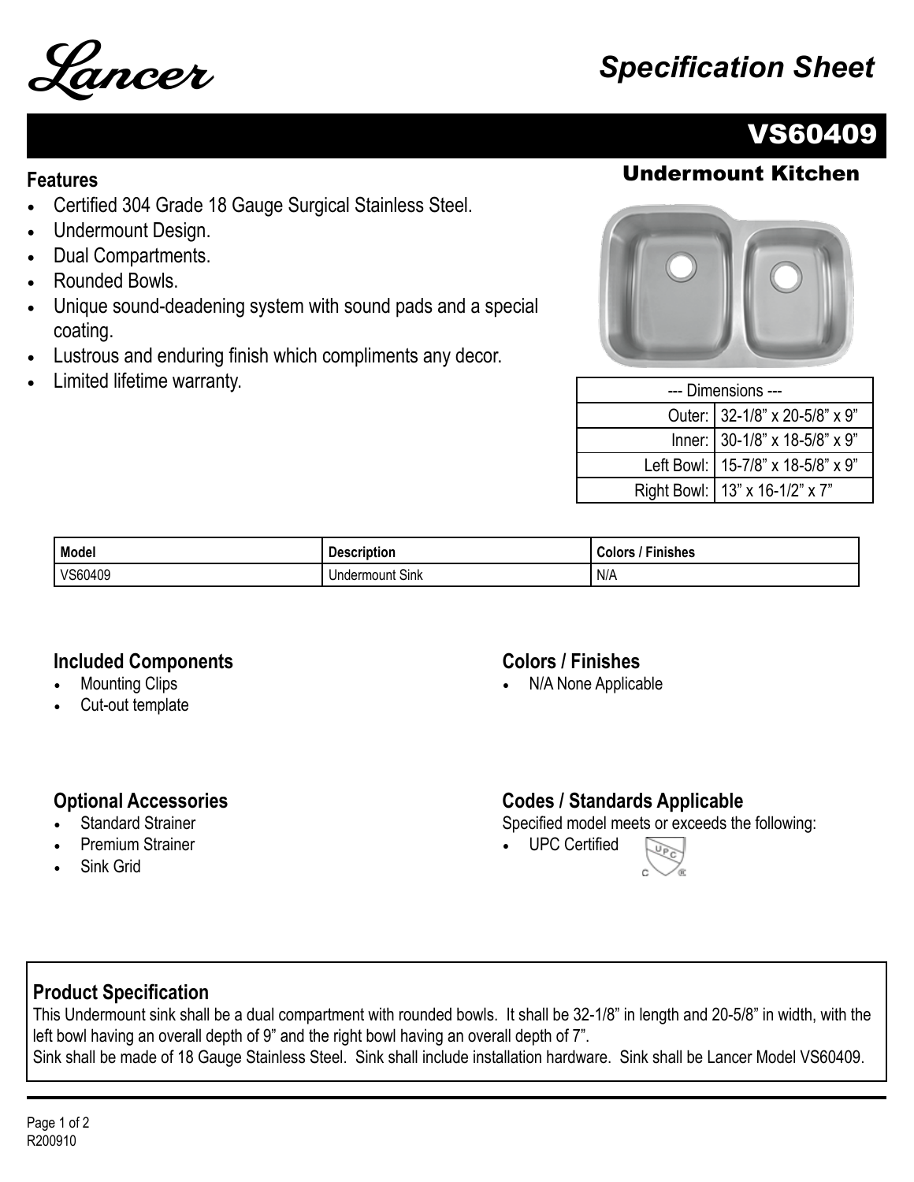Lancer

# Specification Sheet

## VS60409

### Undermount Kitchen

### Features

- Certified 304 Grade 18 Gauge Surgical Stainless Steel.
- Undermount Design.
- Dual Compartments.
- Rounded Bowls.
- Unique sound-deadening system with sound pads and a special coating.
- Lustrous and enduring finish which compliments any decor.
- Limited lifetime warranty.

| --- Dimensions --- | |
|---|---|
| Outer: | 32-1/8" x 20-5/8" x 9" |
| Inner: | 30-1/8" x 18-5/8" x 9" |
| Left Bowl: | 15-7/8" x 18-5/8" x 9" |
| Right Bowl: | 13" x 16-1/2" x 7" |

| Model | Description | Colors / Finishes |
|---|---|---|
| VS60409 | Undermount Sink | N/A |

### Included Components

- Mounting Clips
- Cut-out template

### Colors / Finishes

- N/A None Applicable

### Optional Accessories

- Standard Strainer
- Premium Strainer
- Sink Grid

### Codes / Standards Applicable

Specified model meets or exceeds the following:

- UPC Certified

### Product Specification

This Undermount sink shall be a dual compartment with rounded bowls. It shall be 32-1/8" in length and 20-5/8" in width, with the left bowl having an overall depth of 9" and the right bowl having an overall depth of 7".
Sink shall be made of 18 Gauge Stainless Steel. Sink shall include installation hardware. Sink shall be Lancer Model VS60409.

R200910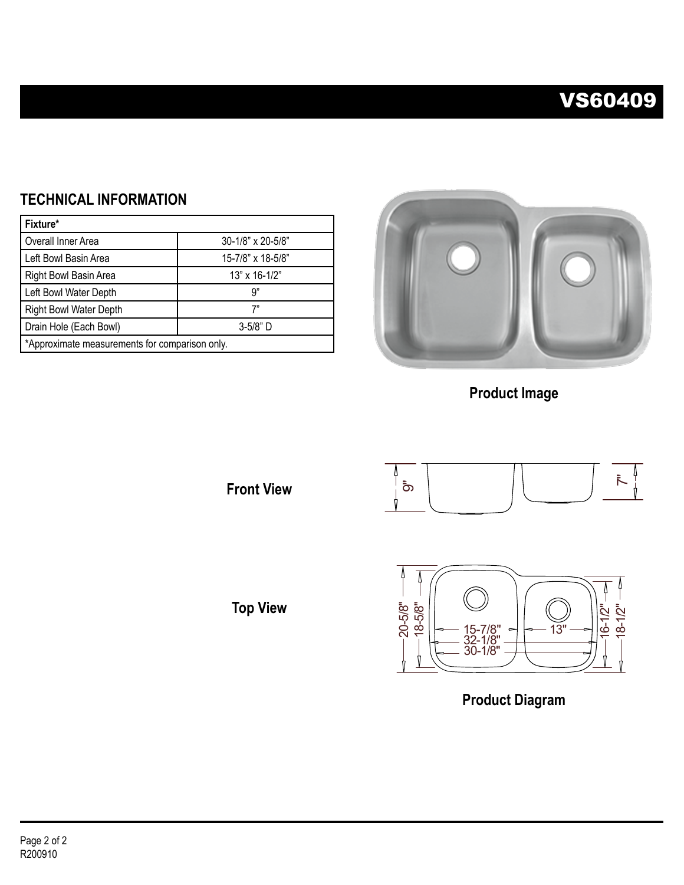# VS60409

## TECHNICAL INFORMATION

| Fixture* | |
|---|---|
| Overall Inner Area | 30-1/8" x 20-5/8" |
| Left Bowl Basin Area | 15-7/8" x 18-5/8" |
| Right Bowl Basin Area | 13" x 16-1/2" |
| Left Bowl Water Depth | 9" |
| Right Bowl Water Depth | 7" |
| Drain Hole (Each Bowl) | 3-5/8" D |
| *Approximate measurements for comparison only. | |

**Product Image**

**Front View**

9"
7"

**Top View**

20-5/8"
18-5/8"
15-7/8"
32-1/8"
30-1/8"
13"
16-1/2"
18-1/2"

**Product Diagram**

R200910